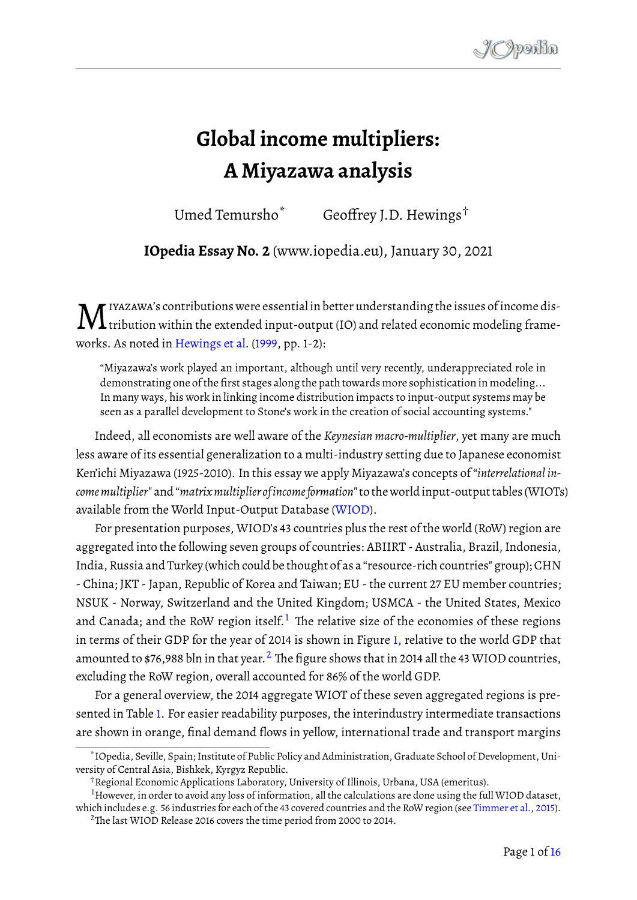# Global income multipliers: A Miyazawa analysis

Umed Temursho[*] Geoffrey J.D. Hewings[†]

**IOpedia Essay No. 2** (www.iopedia.eu), January 30, 2021

MIYAZAWA's contributions were essential in better understanding the issues of income distribution within the extended input-output (IO) and related economic modeling frameworks. As noted in Hewings et al. (1999, pp. 1-2):

> "Miyazawa's work played an important, although until very recently, underappreciated role in demonstrating one of the first stages along the path towards more sophistication in modeling... In many ways, his work in linking income distribution impacts to input-output systems may be seen as a parallel development to Stone's work in the creation of social accounting systems."

Indeed, all economists are well aware of the *Keynesian macro-multiplier*, yet many are much less aware of its essential generalization to a multi-industry setting due to Japanese economist Ken'ichi Miyazawa (1925-2010). In this essay we apply Miyazawa's concepts of "*interrelational income multiplier*" and "*matrix multiplier of income formation*" to the world input-output tables (WIOTs) available from the World Input-Output Database (WIOD).

For presentation purposes, WIOD's 43 countries plus the rest of the world (RoW) region are aggregated into the following seven groups of countries: ABIIRT - Australia, Brazil, Indonesia, India, Russia and Turkey (which could be thought of as a "resource-rich countries" group); CHN - China; JKT - Japan, Republic of Korea and Taiwan; EU - the current 27 EU member countries; NSUK - Norway, Switzerland and the United Kingdom; USMCA - the United States, Mexico and Canada; and the RoW region itself.[1] The relative size of the economies of these regions in terms of their GDP for the year of 2014 is shown in Figure 1, relative to the world GDP that amounted to $76,988 bln in that year.[2] The figure shows that in 2014 all the 43 WIOD countries, excluding the RoW region, overall accounted for 86% of the world GDP.

For a general overview, the 2014 aggregate WIOT of these seven aggregated regions is presented in Table 1. For easier readability purposes, the interindustry intermediate transactions are shown in orange, final demand flows in yellow, international trade and transport margins

---

[*] IOpedia, Seville, Spain; Institute of Public Policy and Administration, Graduate School of Development, University of Central Asia, Bishkek, Kyrgyz Republic.

[†] Regional Economic Applications Laboratory, University of Illinois, Urbana, USA (emeritus).

[1] However, in order to avoid any loss of information, all the calculations are done using the full WIOD dataset, which includes e.g. 56 industries for each of the 43 covered countries and the RoW region (see Timmer et al., 2015).

[2] The last WIOD Release 2016 covers the time period from 2000 to 2014.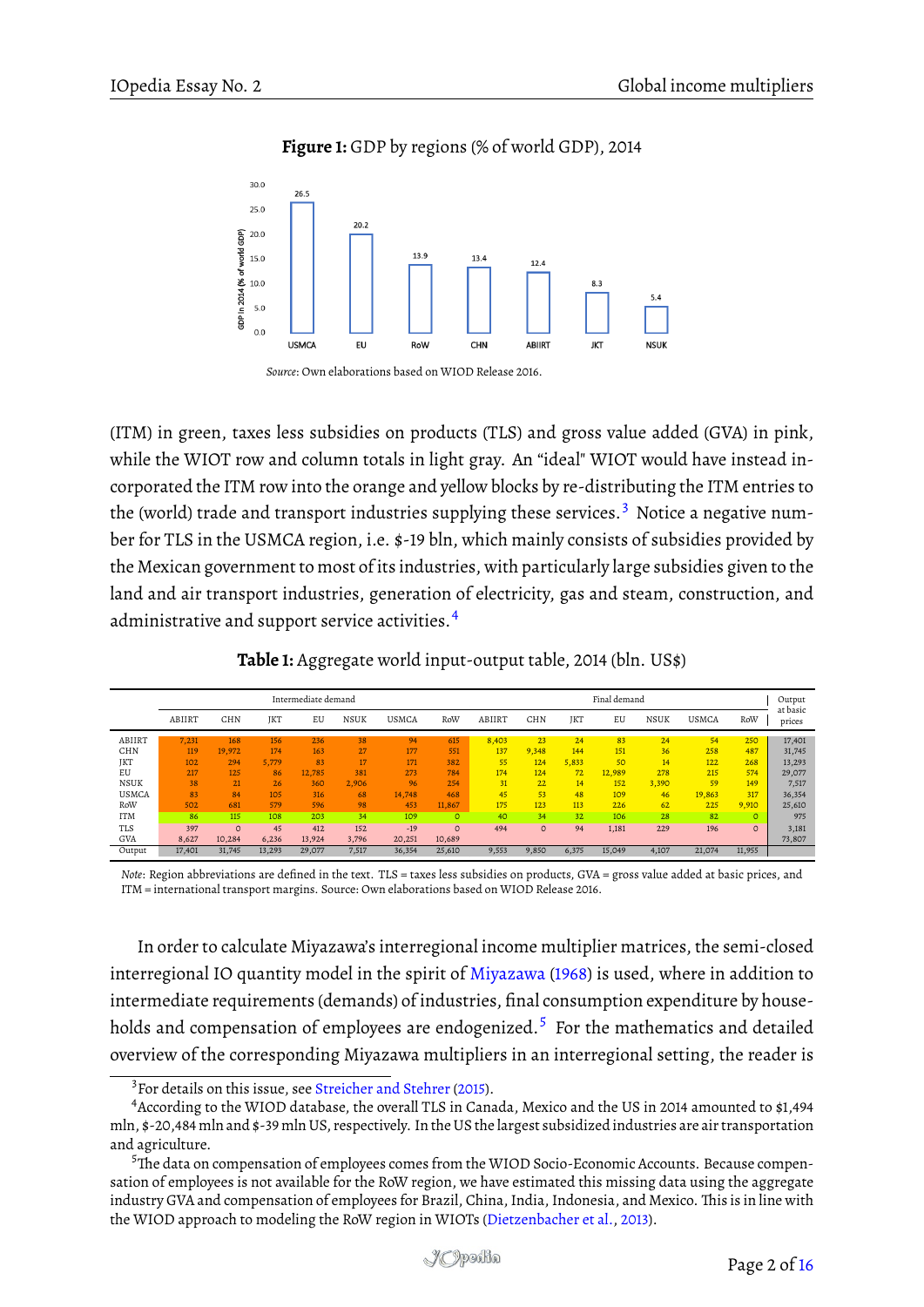**Figure 1:** GDP by regions (% of world GDP), 2014

| Region | GDP in 2014 (% of world GDP) |
|---|---|
| USMCA | 26.5 |
| EU | 20.2 |
| RoW | 13.9 |
| CHN | 13.4 |
| ABIIRT | 12.4 |
| JKT | 8.3 |
| NSUK | 5.4 |

*Source*: Own elaborations based on WIOD Release 2016.

(ITM) in green, taxes less subsidies on products (TLS) and gross value added (GVA) in pink, while the WIOT row and column totals in light gray. An "ideal" WIOT would have instead incorporated the ITM row into the orange and yellow blocks by re-distributing the ITM entries to the (world) trade and transport industries supplying these services.[3] Notice a negative number for TLS in the USMCA region, i.e. $-19 bln, which mainly consists of subsidies provided by the Mexican government to most of its industries, with particularly large subsidies given to the land and air transport industries, generation of electricity, gas and steam, construction, and administrative and support service activities.[4]

**Table 1:** Aggregate world input-output table, 2014 (bln. US$)

| | Intermediate demand | | | | | | | Final demand | | | | | | | Output at basic prices |
|---|---|---|---|---|---|---|---|---|---|---|---|---|---|---|---|
| | ABIIRT | CHN | JKT | EU | NSUK | USMCA | RoW | ABIIRT | CHN | JKT | EU | NSUK | USMCA | RoW | |
| ABIIRT | 7,231 | 168 | 156 | 236 | 38 | 94 | 615 | 8,403 | 23 | 24 | 83 | 24 | 54 | 250 | 17,401 |
| CHN | 119 | 19,972 | 174 | 163 | 27 | 177 | 551 | 137 | 9,348 | 144 | 151 | 36 | 258 | 487 | 31,745 |
| JKT | 102 | 294 | 5,779 | 83 | 17 | 171 | 382 | 55 | 124 | 5,833 | 50 | 14 | 122 | 268 | 13,293 |
| EU | 217 | 125 | 86 | 12,785 | 381 | 273 | 784 | 174 | 124 | 72 | 12,989 | 278 | 215 | 574 | 29,077 |
| NSUK | 38 | 21 | 26 | 360 | 2,906 | 96 | 254 | 31 | 22 | 14 | 152 | 3,390 | 59 | 149 | 7,517 |
| USMCA | 83 | 84 | 105 | 316 | 68 | 14,748 | 468 | 45 | 53 | 48 | 109 | 46 | 19,863 | 317 | 36,354 |
| RoW | 502 | 681 | 579 | 596 | 98 | 453 | 11,867 | 175 | 123 | 113 | 226 | 62 | 225 | 9,910 | 25,610 |
| ITM | 86 | 115 | 108 | 203 | 34 | 109 | 0 | 40 | 34 | 32 | 106 | 28 | 82 | 0 | 975 |
| TLS | 397 | 0 | 45 | 412 | 152 | -19 | 0 | 494 | 0 | 94 | 1,181 | 229 | 196 | 0 | 3,181 |
| GVA | 8,627 | 10,284 | 6,236 | 13,924 | 3,796 | 20,251 | 10,689 | | | | | | | | 73,807 |
| Output | 17,401 | 31,745 | 13,293 | 29,077 | 7,517 | 36,354 | 25,610 | 9,553 | 9,850 | 6,375 | 15,049 | 4,107 | 21,074 | 11,955 | |

*Note*: Region abbreviations are defined in the text. TLS = taxes less subsidies on products, GVA = gross value added at basic prices, and ITM = international transport margins. Source: Own elaborations based on WIOD Release 2016.

In order to calculate Miyazawa's interregional income multiplier matrices, the semi-closed interregional IO quantity model in the spirit of Miyazawa (1968) is used, where in addition to intermediate requirements (demands) of industries, final consumption expenditure by households and compensation of employees are endogenized.[5] For the mathematics and detailed overview of the corresponding Miyazawa multipliers in an interregional setting, the reader is

[3] For details on this issue, see Streicher and Stehrer (2015).

[4] According to the WIOD database, the overall TLS in Canada, Mexico and the US in 2014 amounted to $1,494 mln, $-20,484 mln and $-39 mln US, respectively. In the US the largest subsidized industries are air transportation and agriculture.

[5] The data on compensation of employees comes from the WIOD Socio-Economic Accounts. Because compensation of employees is not available for the RoW region, we have estimated this missing data using the aggregate industry GVA and compensation of employees for Brazil, China, India, Indonesia, and Mexico. This is in line with the WIOD approach to modeling the RoW region in WIOTs (Dietzenbacher et al., 2013).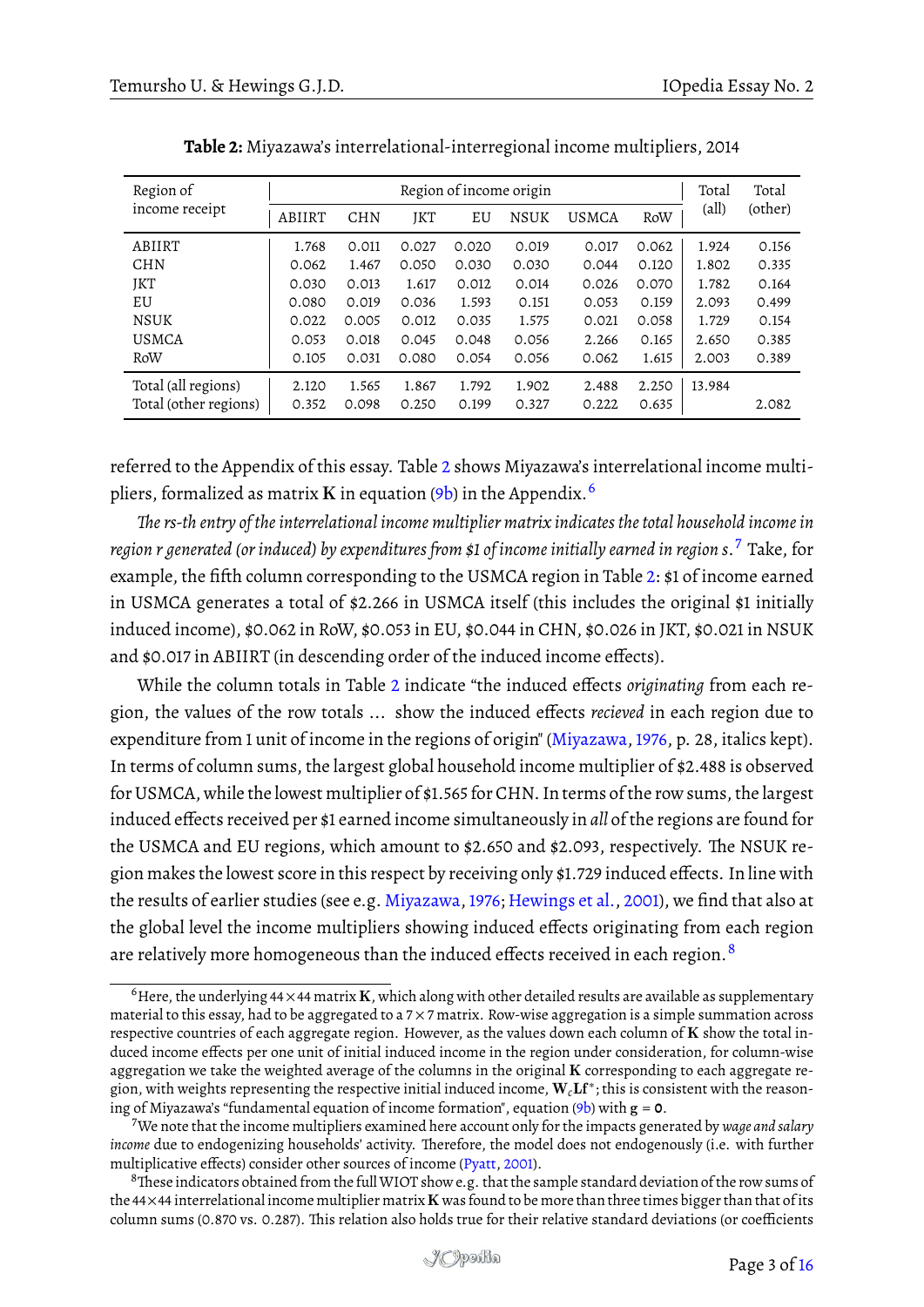**Table 2:** Miyazawa's interrelational-interregional income multipliers, 2014

| Region of income receipt | Region of income origin | | | | | | | Total (all) | Total (other) |
|---|---|---|---|---|---|---|---|---|---|
| | ABIIRT | CHN | JKT | EU | NSUK | USMCA | RoW | | |
| ABIIRT | 1.768 | 0.011 | 0.027 | 0.020 | 0.019 | 0.017 | 0.062 | 1.924 | 0.156 |
| CHN | 0.062 | 1.467 | 0.050 | 0.030 | 0.030 | 0.044 | 0.120 | 1.802 | 0.335 |
| JKT | 0.030 | 0.013 | 1.617 | 0.012 | 0.014 | 0.026 | 0.070 | 1.782 | 0.164 |
| EU | 0.080 | 0.019 | 0.036 | 1.593 | 0.151 | 0.053 | 0.159 | 2.093 | 0.499 |
| NSUK | 0.022 | 0.005 | 0.012 | 0.035 | 1.575 | 0.021 | 0.058 | 1.729 | 0.154 |
| USMCA | 0.053 | 0.018 | 0.045 | 0.048 | 0.056 | 2.266 | 0.165 | 2.650 | 0.385 |
| RoW | 0.105 | 0.031 | 0.080 | 0.054 | 0.056 | 0.062 | 1.615 | 2.003 | 0.389 |
| Total (all regions) | 2.120 | 1.565 | 1.867 | 1.792 | 1.902 | 2.488 | 2.250 | 13.984 | |
| Total (other regions) | 0.352 | 0.098 | 0.250 | 0.199 | 0.327 | 0.222 | 0.635 | | 2.082 |

referred to the Appendix of this essay. Table 2 shows Miyazawa's interrelational income multipliers, formalized as matrix $\mathbf{K}$ in equation (9b) in the Appendix.[6]

*The rs-th entry of the interrelational income multiplier matrix indicates the total household income in region r generated (or induced) by expenditures from $1 of income initially earned in region s.*[7] Take, for example, the fifth column corresponding to the USMCA region in Table 2: $1 of income earned in USMCA generates a total of $2.266 in USMCA itself (this includes the original $1 initially induced income), $0.062 in RoW, $0.053 in EU, $0.044 in CHN, $0.026 in JKT, $0.021 in NSUK and $0.017 in ABIIRT (in descending order of the induced income effects).

While the column totals in Table 2 indicate "the induced effects *originating* from each region, the values of the row totals ... show the induced effects *recieved* in each region due to expenditure from 1 unit of income in the regions of origin" (Miyazawa, 1976, p. 28, italics kept). In terms of column sums, the largest global household income multiplier of $2.488 is observed for USMCA, while the lowest multiplier of $1.565 for CHN. In terms of the row sums, the largest induced effects received per $1 earned income simultaneously in *all* of the regions are found for the USMCA and EU regions, which amount to $2.650 and $2.093, respectively. The NSUK region makes the lowest score in this respect by receiving only $1.729 induced effects. In line with the results of earlier studies (see e.g. Miyazawa, 1976; Hewings et al., 2001), we find that also at the global level the income multipliers showing induced effects originating from each region are relatively more homogeneous than the induced effects received in each region.[8]

---

[6] Here, the underlying $44 \times 44$ matrix $\mathbf{K}$, which along with other detailed results are available as supplementary material to this essay, had to be aggregated to a $7 \times 7$ matrix. Row-wise aggregation is a simple summation across respective countries of each aggregate region. However, as the values down each column of $\mathbf{K}$ show the total induced income effects per one unit of initial induced income in the region under consideration, for column-wise aggregation we take the weighted average of the columns in the original $\mathbf{K}$ corresponding to each aggregate region, with weights representing the respective initial induced income, $\mathbf{W}_c\mathbf{L}\mathbf{f}^*$; this is consistent with the reasoning of Miyazawa's "fundamental equation of income formation", equation (9b) with $\mathbf{g} = \mathbf{0}$.

[7] We note that the income multipliers examined here account only for the impacts generated by *wage and salary income* due to endogenizing households' activity. Therefore, the model does not endogenously (i.e. with further multiplicative effects) consider other sources of income (Pyatt, 2001).

[8] These indicators obtained from the full WIOT show e.g. that the sample standard deviation of the row sums of the $44 \times 44$ interrelational income multiplier matrix $\mathbf{K}$ was found to be more than three times bigger than that of its column sums (0.870 vs. 0.287). This relation also holds true for their relative standard deviations (or coefficients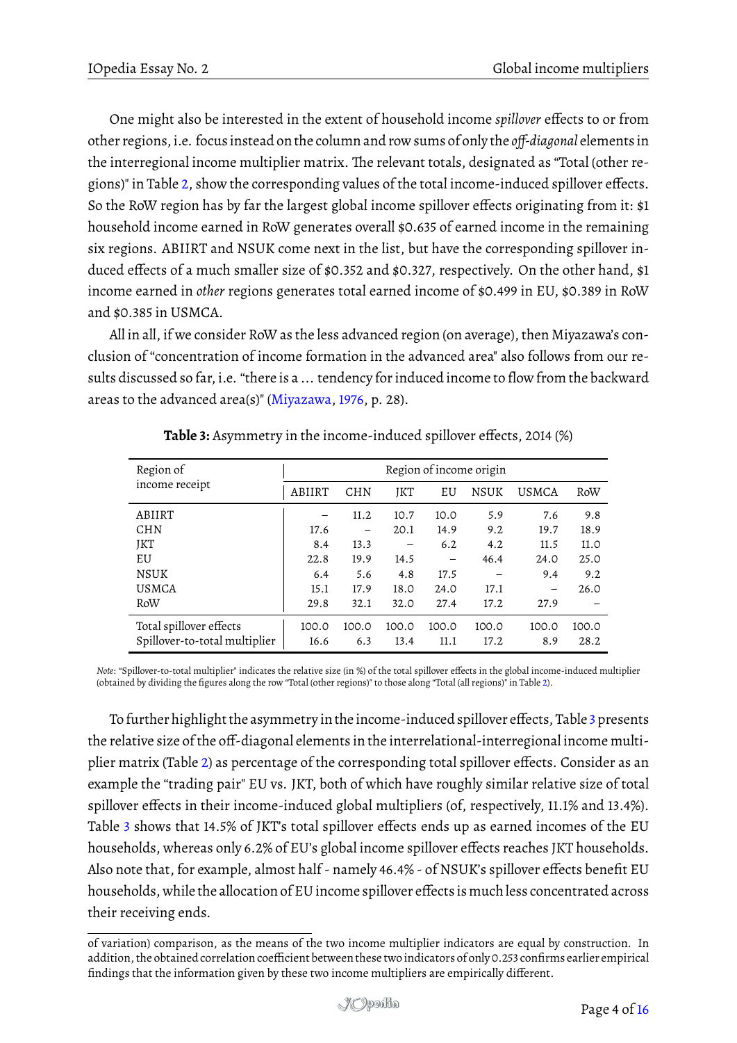One might also be interested in the extent of household income *spillover* effects to or from other regions, i.e. focus instead on the column and row sums of only the *off-diagonal* elements in the interregional income multiplier matrix. The relevant totals, designated as "Total (other regions)" in Table 2, show the corresponding values of the total income-induced spillover effects. So the RoW region has by far the largest global income spillover effects originating from it: $1 household income earned in RoW generates overall $0.635 of earned income in the remaining six regions. ABIIRT and NSUK come next in the list, but have the corresponding spillover induced effects of a much smaller size of $0.352 and $0.327, respectively. On the other hand, $1 income earned in *other* regions generates total earned income of $0.499 in EU, $0.389 in RoW and $0.385 in USMCA.

All in all, if we consider RoW as the less advanced region (on average), then Miyazawa's conclusion of "concentration of income formation in the advanced area" also follows from our results discussed so far, i.e. "there is a ... tendency for induced income to flow from the backward areas to the advanced area(s)" (Miyazawa, 1976, p. 28).

**Table 3:** Asymmetry in the income-induced spillover effects, 2014 (%)

| Region of income receipt | Region of income origin | | | | | | |
|---|---|---|---|---|---|---|---|
| | ABIIRT | CHN | JKT | EU | NSUK | USMCA | RoW |
| ABIIRT | – | 11.2 | 10.7 | 10.0 | 5.9 | 7.6 | 9.8 |
| CHN | 17.6 | – | 20.1 | 14.9 | 9.2 | 19.7 | 18.9 |
| JKT | 8.4 | 13.3 | – | 6.2 | 4.2 | 11.5 | 11.0 |
| EU | 22.8 | 19.9 | 14.5 | – | 46.4 | 24.0 | 25.0 |
| NSUK | 6.4 | 5.6 | 4.8 | 17.5 | – | 9.4 | 9.2 |
| USMCA | 15.1 | 17.9 | 18.0 | 24.0 | 17.1 | – | 26.0 |
| RoW | 29.8 | 32.1 | 32.0 | 27.4 | 17.2 | 27.9 | – |
| Total spillover effects | 100.0 | 100.0 | 100.0 | 100.0 | 100.0 | 100.0 | 100.0 |
| Spillover-to-total multiplier | 16.6 | 6.3 | 13.4 | 11.1 | 17.2 | 8.9 | 28.2 |

*Note*: "Spillover-to-total multiplier" indicates the relative size (in %) of the total spillover effects in the global income-induced multiplier (obtained by dividing the figures along the row "Total (other regions)" to those along "Total (all regions)" in Table 2).

To further highlight the asymmetry in the income-induced spillover effects, Table 3 presents the relative size of the off-diagonal elements in the interrelational-interregional income multiplier matrix (Table 2) as percentage of the corresponding total spillover effects. Consider as an example the "trading pair" EU vs. JKT, both of which have roughly similar relative size of total spillover effects in their income-induced global multipliers (of, respectively, 11.1% and 13.4%). Table 3 shows that 14.5% of JKT's total spillover effects ends up as earned incomes of the EU households, whereas only 6.2% of EU's global income spillover effects reaches JKT households. Also note that, for example, almost half - namely 46.4% - of NSUK's spillover effects benefit EU households, while the allocation of EU income spillover effects is much less concentrated across their receiving ends.

of variation) comparison, as the means of the two income multiplier indicators are equal by construction. In addition, the obtained correlation coefficient between these two indicators of only 0.253 confirms earlier empirical findings that the information given by these two income multipliers are empirically different.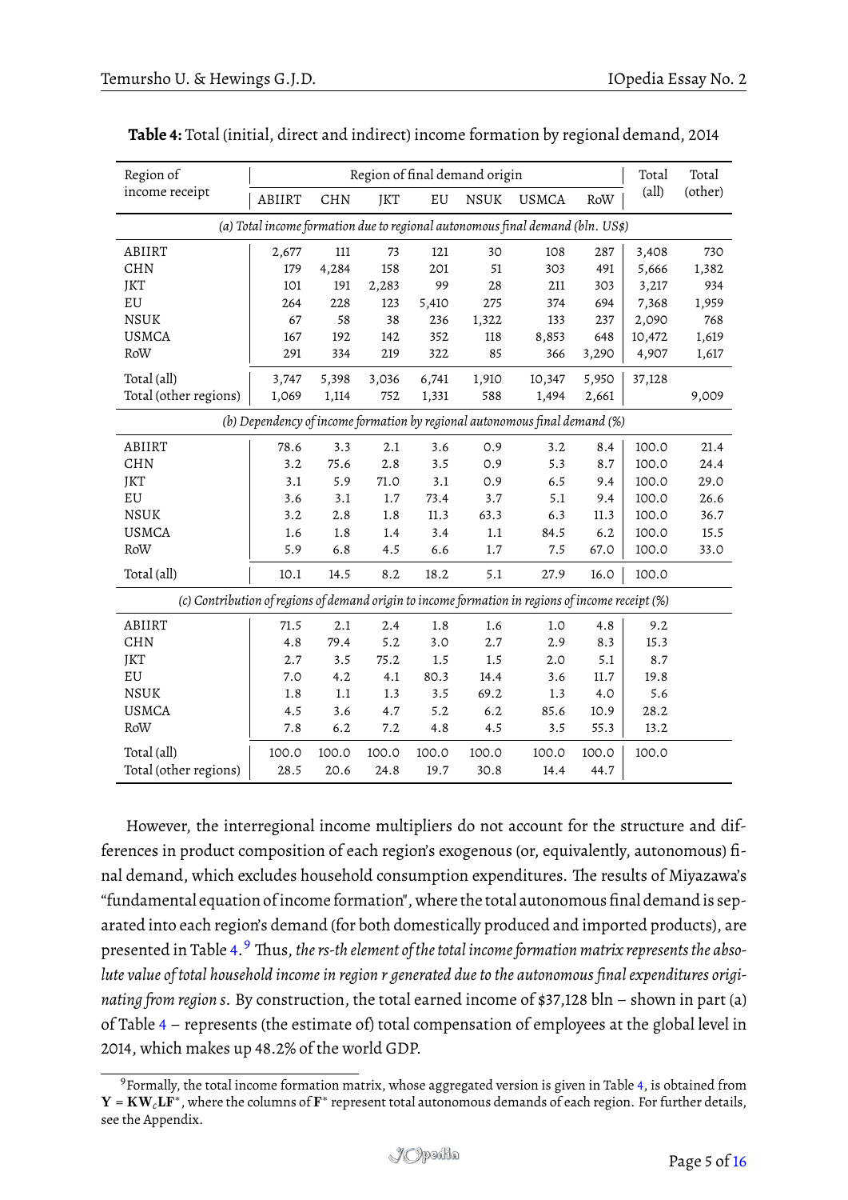**Table 4:** Total (initial, direct and indirect) income formation by regional demand, 2014

| Region of income receipt | Region of final demand origin | | | | | | | Total (all) | Total (other) |
|---|---|---|---|---|---|---|---|---|---|
| | ABIIRT | CHN | JKT | EU | NSUK | USMCA | RoW | | |
| *(a) Total income formation due to regional autonomous final demand (bln. US$)* | | | | | | | | | |
| ABIIRT | 2,677 | 111 | 73 | 121 | 30 | 108 | 287 | 3,408 | 730 |
| CHN | 179 | 4,284 | 158 | 201 | 51 | 303 | 491 | 5,666 | 1,382 |
| JKT | 101 | 191 | 2,283 | 99 | 28 | 211 | 303 | 3,217 | 934 |
| EU | 264 | 228 | 123 | 5,410 | 275 | 374 | 694 | 7,368 | 1,959 |
| NSUK | 67 | 58 | 38 | 236 | 1,322 | 133 | 237 | 2,090 | 768 |
| USMCA | 167 | 192 | 142 | 352 | 118 | 8,853 | 648 | 10,472 | 1,619 |
| RoW | 291 | 334 | 219 | 322 | 85 | 366 | 3,290 | 4,907 | 1,617 |
| Total (all) | 3,747 | 5,398 | 3,036 | 6,741 | 1,910 | 10,347 | 5,950 | 37,128 | |
| Total (other regions) | 1,069 | 1,114 | 752 | 1,331 | 588 | 1,494 | 2,661 | | 9,009 |
| *(b) Dependency of income formation by regional autonomous final demand (%)* | | | | | | | | | |
| ABIIRT | 78.6 | 3.3 | 2.1 | 3.6 | 0.9 | 3.2 | 8.4 | 100.0 | 21.4 |
| CHN | 3.2 | 75.6 | 2.8 | 3.5 | 0.9 | 5.3 | 8.7 | 100.0 | 24.4 |
| JKT | 3.1 | 5.9 | 71.0 | 3.1 | 0.9 | 6.5 | 9.4 | 100.0 | 29.0 |
| EU | 3.6 | 3.1 | 1.7 | 73.4 | 3.7 | 5.1 | 9.4 | 100.0 | 26.6 |
| NSUK | 3.2 | 2.8 | 1.8 | 11.3 | 63.3 | 6.3 | 11.3 | 100.0 | 36.7 |
| USMCA | 1.6 | 1.8 | 1.4 | 3.4 | 1.1 | 84.5 | 6.2 | 100.0 | 15.5 |
| RoW | 5.9 | 6.8 | 4.5 | 6.6 | 1.7 | 7.5 | 67.0 | 100.0 | 33.0 |
| Total (all) | 10.1 | 14.5 | 8.2 | 18.2 | 5.1 | 27.9 | 16.0 | 100.0 | |
| *(c) Contribution of regions of demand origin to income formation in regions of income receipt (%)* | | | | | | | | | |
| ABIIRT | 71.5 | 2.1 | 2.4 | 1.8 | 1.6 | 1.0 | 4.8 | 9.2 | |
| CHN | 4.8 | 79.4 | 5.2 | 3.0 | 2.7 | 2.9 | 8.3 | 15.3 | |
| JKT | 2.7 | 3.5 | 75.2 | 1.5 | 1.5 | 2.0 | 5.1 | 8.7 | |
| EU | 7.0 | 4.2 | 4.1 | 80.3 | 14.4 | 3.6 | 11.7 | 19.8 | |
| NSUK | 1.8 | 1.1 | 1.3 | 3.5 | 69.2 | 1.3 | 4.0 | 5.6 | |
| USMCA | 4.5 | 3.6 | 4.7 | 5.2 | 6.2 | 85.6 | 10.9 | 28.2 | |
| RoW | 7.8 | 6.2 | 7.2 | 4.8 | 4.5 | 3.5 | 55.3 | 13.2 | |
| Total (all) | 100.0 | 100.0 | 100.0 | 100.0 | 100.0 | 100.0 | 100.0 | 100.0 | |
| Total (other regions) | 28.5 | 20.6 | 24.8 | 19.7 | 30.8 | 14.4 | 44.7 | | |

However, the interregional income multipliers do not account for the structure and differences in product composition of each region's exogenous (or, equivalently, autonomous) final demand, which excludes household consumption expenditures. The results of Miyazawa's "fundamental equation of income formation", where the total autonomous final demand is separated into each region's demand (for both domestically produced and imported products), are presented in Table 4.[9] Thus, *the rs-th element of the total income formation matrix represents the absolute value of total household income in region r generated due to the autonomous final expenditures originating from region s*. By construction, the total earned income of $37,128 bln – shown in part (a) of Table 4 – represents (the estimate of) total compensation of employees at the global level in 2014, which makes up 48.2% of the world GDP.

[9] Formally, the total income formation matrix, whose aggregated version is given in Table 4, is obtained from $\mathbf{Y} = \mathbf{K}\mathbf{W}_c\mathbf{L}\mathbf{F}^*$, where the columns of $\mathbf{F}^*$ represent total autonomous demands of each region. For further details, see the Appendix.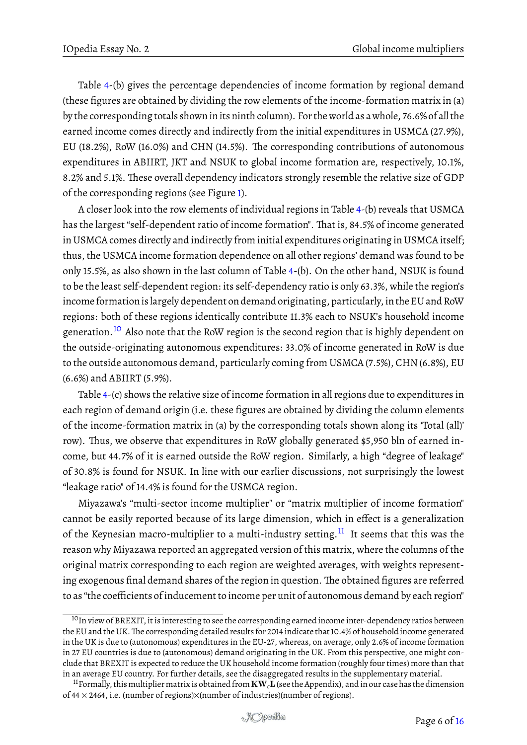Table 4-(b) gives the percentage dependencies of income formation by regional demand (these figures are obtained by dividing the row elements of the income-formation matrix in (a) by the corresponding totals shown in its ninth column). For the world as a whole, 76.6% of all the earned income comes directly and indirectly from the initial expenditures in USMCA (27.9%), EU (18.2%), RoW (16.0%) and CHN (14.5%). The corresponding contributions of autonomous expenditures in ABIIRT, JKT and NSUK to global income formation are, respectively, 10.1%, 8.2% and 5.1%. These overall dependency indicators strongly resemble the relative size of GDP of the corresponding regions (see Figure 1).

A closer look into the row elements of individual regions in Table 4-(b) reveals that USMCA has the largest "self-dependent ratio of income formation". That is, 84.5% of income generated in USMCA comes directly and indirectly from initial expenditures originating in USMCA itself; thus, the USMCA income formation dependence on all other regions' demand was found to be only 15.5%, as also shown in the last column of Table 4-(b). On the other hand, NSUK is found to be the least self-dependent region: its self-dependency ratio is only 63.3%, while the region's income formation is largely dependent on demand originating, particularly, in the EU and RoW regions: both of these regions identically contribute 11.3% each to NSUK's household income generation.[10] Also note that the RoW region is the second region that is highly dependent on the outside-originating autonomous expenditures: 33.0% of income generated in RoW is due to the outside autonomous demand, particularly coming from USMCA (7.5%), CHN (6.8%), EU (6.6%) and ABIIRT (5.9%).

Table 4-(c) shows the relative size of income formation in all regions due to expenditures in each region of demand origin (i.e. these figures are obtained by dividing the column elements of the income-formation matrix in (a) by the corresponding totals shown along its 'Total (all)' row). Thus, we observe that expenditures in RoW globally generated $5,950 bln of earned income, but 44.7% of it is earned outside the RoW region. Similarly, a high "degree of leakage" of 30.8% is found for NSUK. In line with our earlier discussions, not surprisingly the lowest "leakage ratio" of 14.4% is found for the USMCA region.

Miyazawa's "multi-sector income multiplier" or "matrix multiplier of income formation" cannot be easily reported because of its large dimension, which in effect is a generalization of the Keynesian macro-multiplier to a multi-industry setting.[11] It seems that this was the reason why Miyazawa reported an aggregated version of this matrix, where the columns of the original matrix corresponding to each region are weighted averages, with weights representing exogenous final demand shares of the region in question. The obtained figures are referred to as "the coefficients of inducement to income per unit of autonomous demand by each region"

---

[10] In view of BREXIT, it is interesting to see the corresponding earned income inter-dependency ratios between the EU and the UK. The corresponding detailed results for 2014 indicate that 10.4% of household income generated in the UK is due to (autonomous) expenditures in the EU-27, whereas, on average, only 2.6% of income formation in 27 EU countries is due to (autonomous) demand originating in the UK. From this perspective, one might conclude that BREXIT is expected to reduce the UK household income formation (roughly four times) more than that in an average EU country. For further details, see the disaggregated results in the supplementary material.

[11] Formally, this multiplier matrix is obtained from $\mathbf{KW}_c\mathbf{L}$ (see the Appendix), and in our case has the dimension of $44 \times 2464$, i.e. (number of regions)×(number of industries)(number of regions).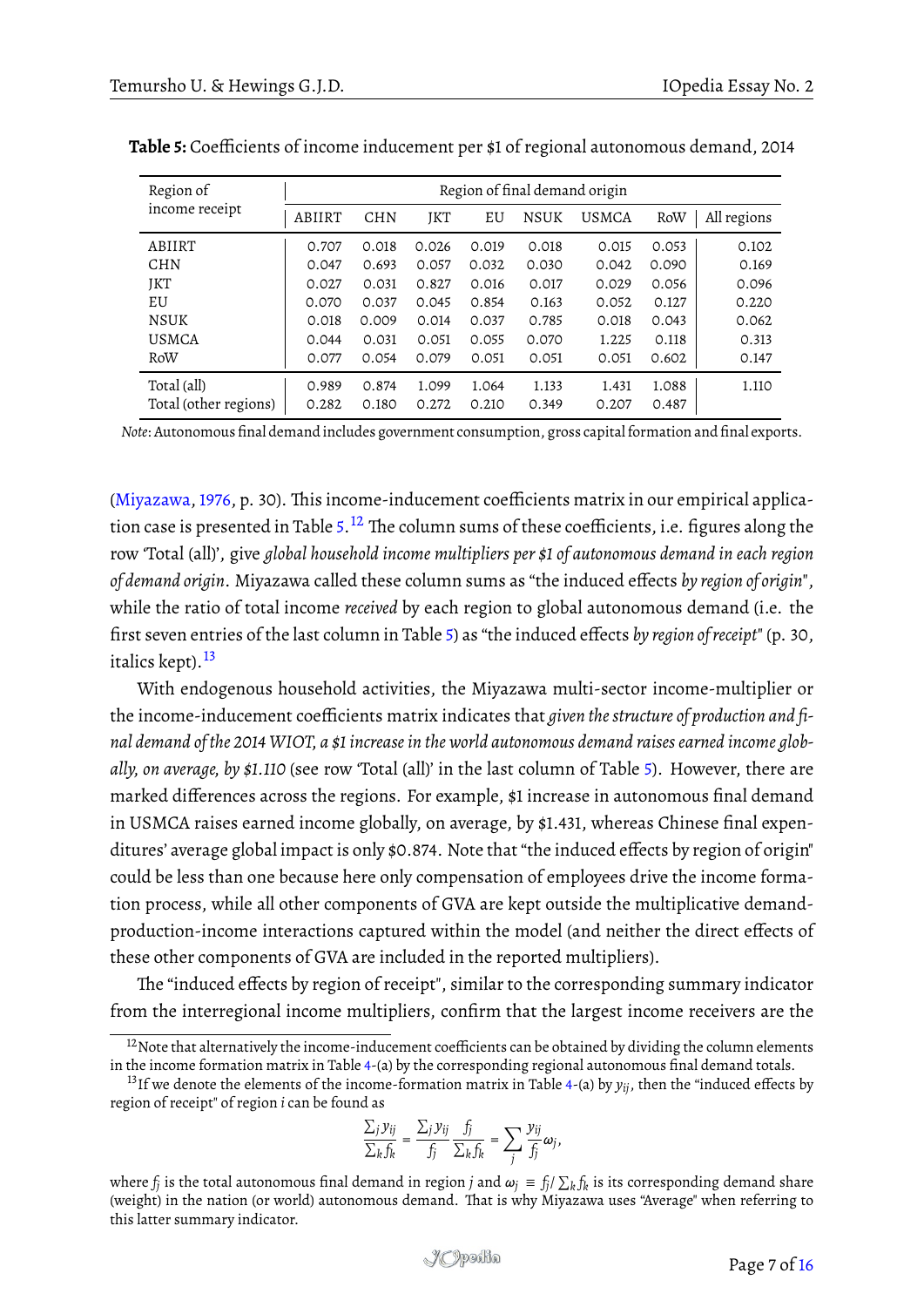**Table 5:** Coefficients of income inducement per $1 of regional autonomous demand, 2014

| Region of income receipt | Region of final demand origin | | | | | | | |
|---|---|---|---|---|---|---|---|---|
| | ABIIRT | CHN | JKT | EU | NSUK | USMCA | RoW | All regions |
| ABIIRT | 0.707 | 0.018 | 0.026 | 0.019 | 0.018 | 0.015 | 0.053 | 0.102 |
| CHN | 0.047 | 0.693 | 0.057 | 0.032 | 0.030 | 0.042 | 0.090 | 0.169 |
| JKT | 0.027 | 0.031 | 0.827 | 0.016 | 0.017 | 0.029 | 0.056 | 0.096 |
| EU | 0.070 | 0.037 | 0.045 | 0.854 | 0.163 | 0.052 | 0.127 | 0.220 |
| NSUK | 0.018 | 0.009 | 0.014 | 0.037 | 0.785 | 0.018 | 0.043 | 0.062 |
| USMCA | 0.044 | 0.031 | 0.051 | 0.055 | 0.070 | 1.225 | 0.118 | 0.313 |
| RoW | 0.077 | 0.054 | 0.079 | 0.051 | 0.051 | 0.051 | 0.602 | 0.147 |
| Total (all) | 0.989 | 0.874 | 1.099 | 1.064 | 1.133 | 1.431 | 1.088 | 1.110 |
| Total (other regions) | 0.282 | 0.180 | 0.272 | 0.210 | 0.349 | 0.207 | 0.487 | |

*Note*: Autonomous final demand includes government consumption, gross capital formation and final exports.

(Miyazawa, 1976, p. 30). This income-inducement coefficients matrix in our empirical application case is presented in Table 5.[12] The column sums of these coefficients, i.e. figures along the row 'Total (all)', give *global household income multipliers per $1 of autonomous demand in each region of demand origin*. Miyazawa called these column sums as "the induced effects *by region of origin*", while the ratio of total income *received* by each region to global autonomous demand (i.e. the first seven entries of the last column in Table 5) as "the induced effects *by region of receipt*" (p. 30, italics kept).[13]

With endogenous household activities, the Miyazawa multi-sector income-multiplier or the income-inducement coefficients matrix indicates that *given the structure of production and final demand of the 2014 WIOT, a $1 increase in the world autonomous demand raises earned income globally, on average, by $1.110* (see row 'Total (all)' in the last column of Table 5). However, there are marked differences across the regions. For example, $1 increase in autonomous final demand in USMCA raises earned income globally, on average, by $1.431, whereas Chinese final expenditures' average global impact is only $0.874. Note that "the induced effects by region of origin" could be less than one because here only compensation of employees drive the income formation process, while all other components of GVA are kept outside the multiplicative demand-production-income interactions captured within the model (and neither the direct effects of these other components of GVA are included in the reported multipliers).

The "induced effects by region of receipt", similar to the corresponding summary indicator from the interregional income multipliers, confirm that the largest income receivers are the

[12] Note that alternatively the income-inducement coefficients can be obtained by dividing the column elements in the income formation matrix in Table 4-(a) by the corresponding regional autonomous final demand totals.

[13] If we denote the elements of the income-formation matrix in Table 4-(a) by $y_{ij}$, then the "induced effects by region of receipt" of region $i$ can be found as

$$\frac{\sum_j y_{ij}}{\sum_k f_k} = \frac{\sum_j y_{ij}}{f_j} \frac{f_j}{\sum_k f_k} = \sum_j \frac{y_{ij}}{f_j} \omega_j,$$

where $f_j$ is the total autonomous final demand in region $j$ and $\omega_j \equiv f_j / \sum_k f_k$ is its corresponding demand share (weight) in the nation (or world) autonomous demand. That is why Miyazawa uses "Average" when referring to this latter summary indicator.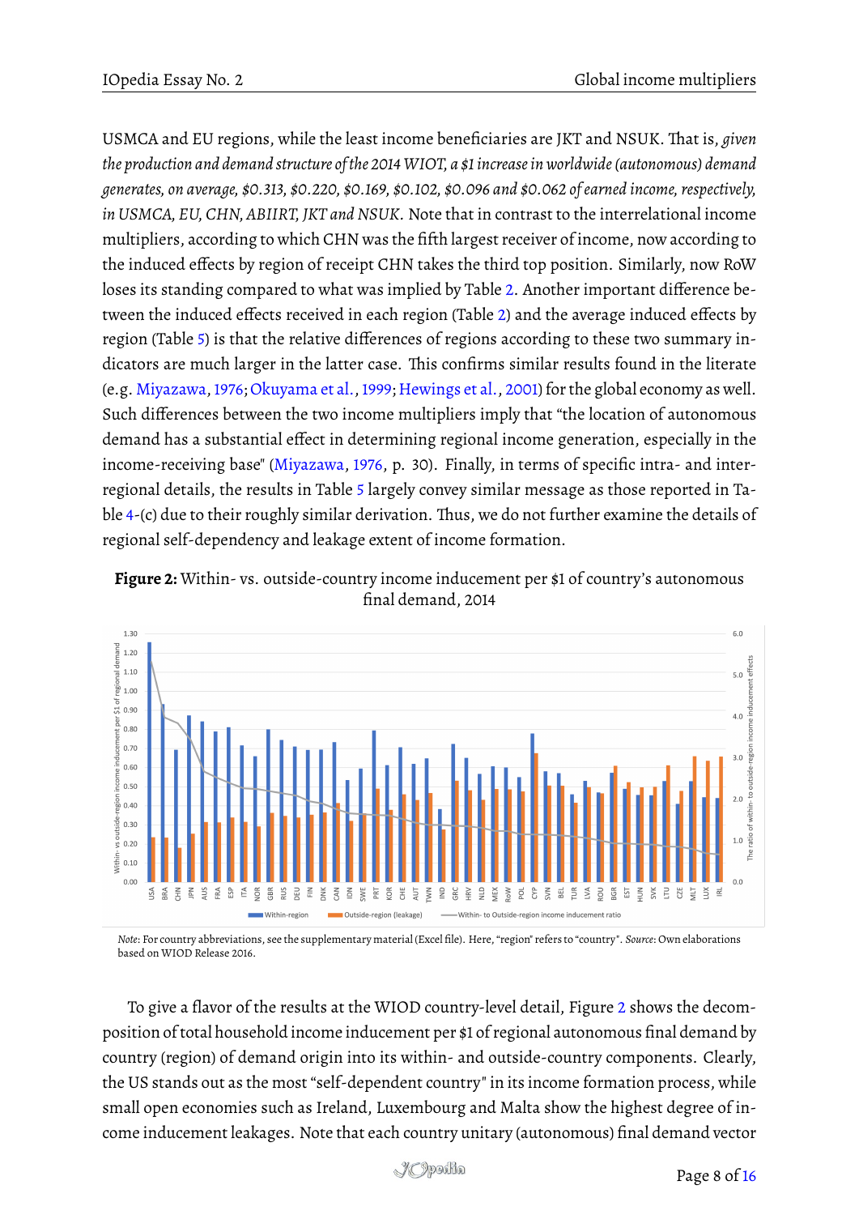USMCA and EU regions, while the least income beneficiaries are JKT and NSUK. That is, *given the production and demand structure of the 2014 WIOT, a $1 increase in worldwide (autonomous) demand generates, on average, $0.313, $0.220, $0.169, $0.102, $0.096 and $0.062 of earned income, respectively, in USMCA, EU, CHN, ABIIRT, JKT and NSUK.* Note that in contrast to the interrelational income multipliers, according to which CHN was the fifth largest receiver of income, now according to the induced effects by region of receipt CHN takes the third top position. Similarly, now RoW loses its standing compared to what was implied by Table 2. Another important difference between the induced effects received in each region (Table 2) and the average induced effects by region (Table 5) is that the relative differences of regions according to these two summary indicators are much larger in the latter case. This confirms similar results found in the literate (e.g. Miyazawa, 1976; Okuyama et al., 1999; Hewings et al., 2001) for the global economy as well. Such differences between the two income multipliers imply that "the location of autonomous demand has a substantial effect in determining regional income generation, especially in the income-receiving base" (Miyazawa, 1976, p. 30). Finally, in terms of specific intra- and interregional details, the results in Table 5 largely convey similar message as those reported in Table 4-(c) due to their roughly similar derivation. Thus, we do not further examine the details of regional self-dependency and leakage extent of income formation.

**Figure 2:** Within- vs. outside-country income inducement per $1 of country's autonomous final demand, 2014

*Note*: For country abbreviations, see the supplementary material (Excel file). Here, "region" refers to "country". *Source*: Own elaborations based on WIOD Release 2016.

To give a flavor of the results at the WIOD country-level detail, Figure 2 shows the decomposition of total household income inducement per $1 of regional autonomous final demand by country (region) of demand origin into its within- and outside-country components. Clearly, the US stands out as the most "self-dependent country" in its income formation process, while small open economies such as Ireland, Luxembourg and Malta show the highest degree of income inducement leakages. Note that each country unitary (autonomous) final demand vector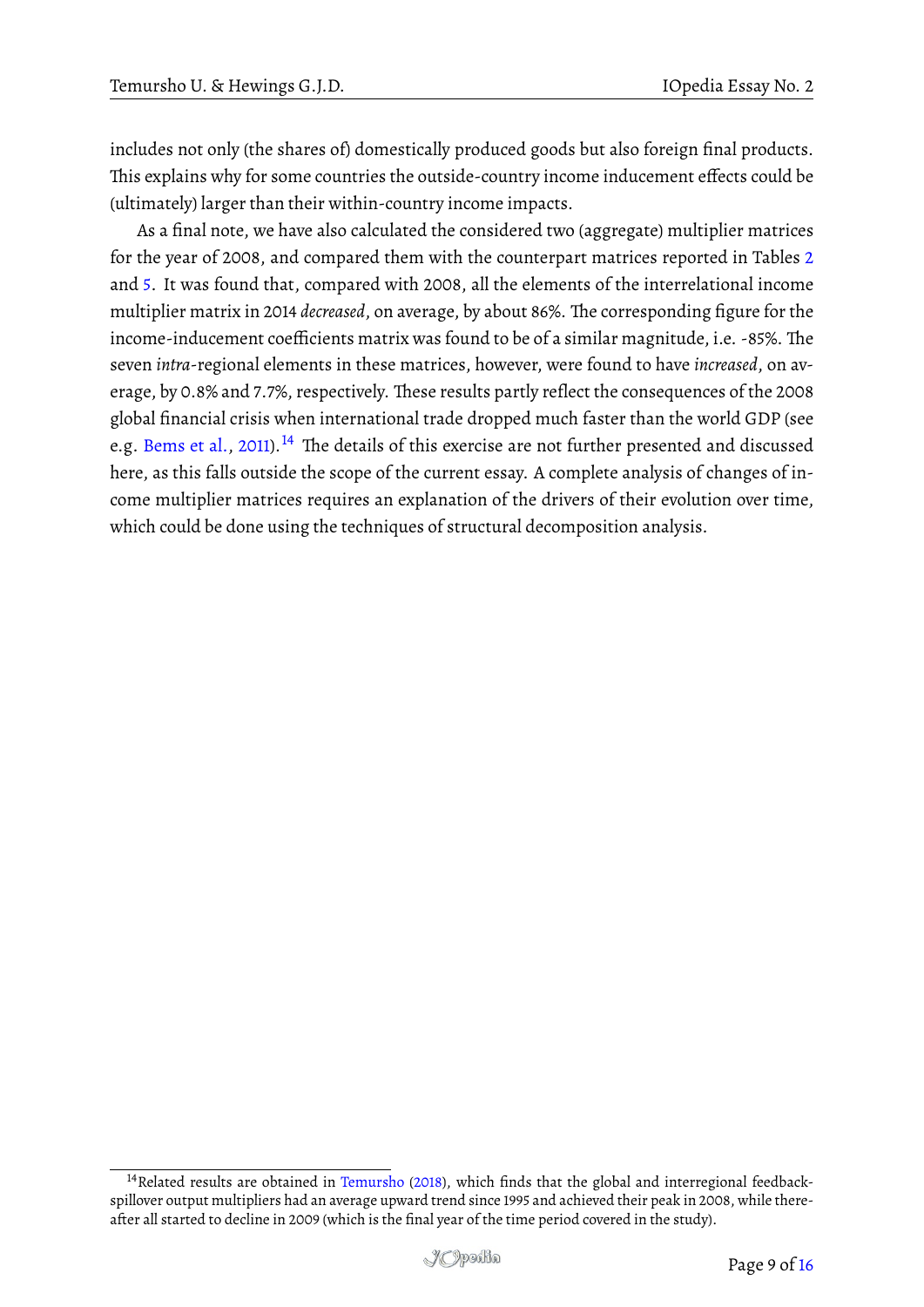includes not only (the shares of) domestically produced goods but also foreign final products. This explains why for some countries the outside-country income inducement effects could be (ultimately) larger than their within-country income impacts.

As a final note, we have also calculated the considered two (aggregate) multiplier matrices for the year of 2008, and compared them with the counterpart matrices reported in Tables 2 and 5. It was found that, compared with 2008, all the elements of the interrelational income multiplier matrix in 2014 *decreased*, on average, by about 86%. The corresponding figure for the income-inducement coefficients matrix was found to be of a similar magnitude, i.e. -85%. The seven *intra*-regional elements in these matrices, however, were found to have *increased*, on average, by 0.8% and 7.7%, respectively. These results partly reflect the consequences of the 2008 global financial crisis when international trade dropped much faster than the world GDP (see e.g. Bems et al., 2011).[14] The details of this exercise are not further presented and discussed here, as this falls outside the scope of the current essay. A complete analysis of changes of income multiplier matrices requires an explanation of the drivers of their evolution over time, which could be done using the techniques of structural decomposition analysis.

---

[14] Related results are obtained in Temursho (2018), which finds that the global and interregional feedback-spillover output multipliers had an average upward trend since 1995 and achieved their peak in 2008, while thereafter all started to decline in 2009 (which is the final year of the time period covered in the study).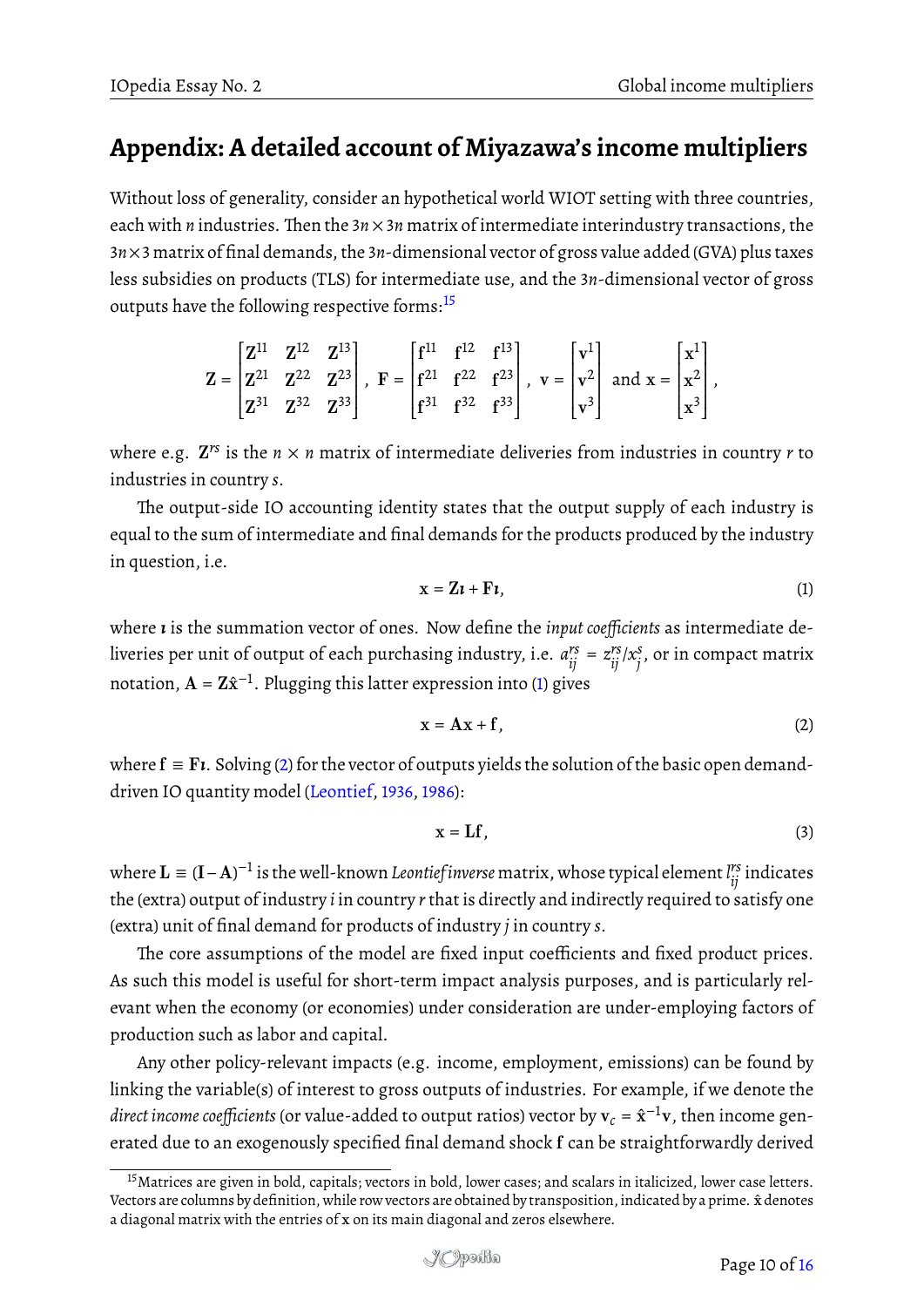## Appendix: A detailed account of Miyazawa's income multipliers

Without loss of generality, consider an hypothetical world WIOT setting with three countries, each with $n$ industries. Then the $3n \times 3n$ matrix of intermediate interindustry transactions, the $3n \times 3$ matrix of final demands, the $3n$-dimensional vector of gross value added (GVA) plus taxes less subsidies on products (TLS) for intermediate use, and the $3n$-dimensional vector of gross outputs have the following respective forms:[15]

$$\mathbf{Z} = \begin{bmatrix} \mathbf{Z}^{11} & \mathbf{Z}^{12} & \mathbf{Z}^{13} \\ \mathbf{Z}^{21} & \mathbf{Z}^{22} & \mathbf{Z}^{23} \\ \mathbf{Z}^{31} & \mathbf{Z}^{32} & \mathbf{Z}^{33} \end{bmatrix}, \ \mathbf{F} = \begin{bmatrix} \mathbf{f}^{11} & \mathbf{f}^{12} & \mathbf{f}^{13} \\ \mathbf{f}^{21} & \mathbf{f}^{22} & \mathbf{f}^{23} \\ \mathbf{f}^{31} & \mathbf{f}^{32} & \mathbf{f}^{33} \end{bmatrix}, \ \mathbf{v} = \begin{bmatrix} \mathbf{v}^{1} \\ \mathbf{v}^{2} \\ \mathbf{v}^{3} \end{bmatrix} \text{ and } \mathbf{x} = \begin{bmatrix} \mathbf{x}^{1} \\ \mathbf{x}^{2} \\ \mathbf{x}^{3} \end{bmatrix},$$

where e.g. $\mathbf{Z}^{rs}$ is the $n \times n$ matrix of intermediate deliveries from industries in country $r$ to industries in country $s$.

The output-side IO accounting identity states that the output supply of each industry is equal to the sum of intermediate and final demands for the products produced by the industry in question, i.e.

$$\mathbf{x} = \mathbf{Z}\boldsymbol{\imath} + \mathbf{F}\boldsymbol{\imath}, \tag{1}$$

where $\boldsymbol{\imath}$ is the summation vector of ones. Now define the *input coefficients* as intermediate deliveries per unit of output of each purchasing industry, i.e. $a_{ij}^{rs} = z_{ij}^{rs}/x_j^s$, or in compact matrix notation, $\mathbf{A} = \mathbf{Z}\hat{\mathbf{x}}^{-1}$. Plugging this latter expression into (1) gives

$$\mathbf{x} = \mathbf{A}\mathbf{x} + \mathbf{f}, \tag{2}$$

where $\mathbf{f} \equiv \mathbf{F}\boldsymbol{\imath}$. Solving (2) for the vector of outputs yields the solution of the basic open demand-driven IO quantity model (Leontief, 1936, 1986):

$$\mathbf{x} = \mathbf{L}\mathbf{f}, \tag{3}$$

where $\mathbf{L} \equiv (\mathbf{I} - \mathbf{A})^{-1}$ is the well-known *Leontief inverse* matrix, whose typical element $l_{ij}^{rs}$ indicates the (extra) output of industry $i$ in country $r$ that is directly and indirectly required to satisfy one (extra) unit of final demand for products of industry $j$ in country $s$.

The core assumptions of the model are fixed input coefficients and fixed product prices. As such this model is useful for short-term impact analysis purposes, and is particularly relevant when the economy (or economies) under consideration are under-employing factors of production such as labor and capital.

Any other policy-relevant impacts (e.g. income, employment, emissions) can be found by linking the variable(s) of interest to gross outputs of industries. For example, if we denote the *direct income coefficients* (or value-added to output ratios) vector by $\mathbf{v}_c = \hat{\mathbf{x}}^{-1}\mathbf{v}$, then income generated due to an exogenously specified final demand shock $\mathbf{f}$ can be straightforwardly derived

[15] Matrices are given in bold, capitals; vectors in bold, lower cases; and scalars in italicized, lower case letters. Vectors are columns by definition, while row vectors are obtained by transposition, indicated by a prime. $\hat{\mathbf{x}}$ denotes a diagonal matrix with the entries of $\mathbf{x}$ on its main diagonal and zeros elsewhere.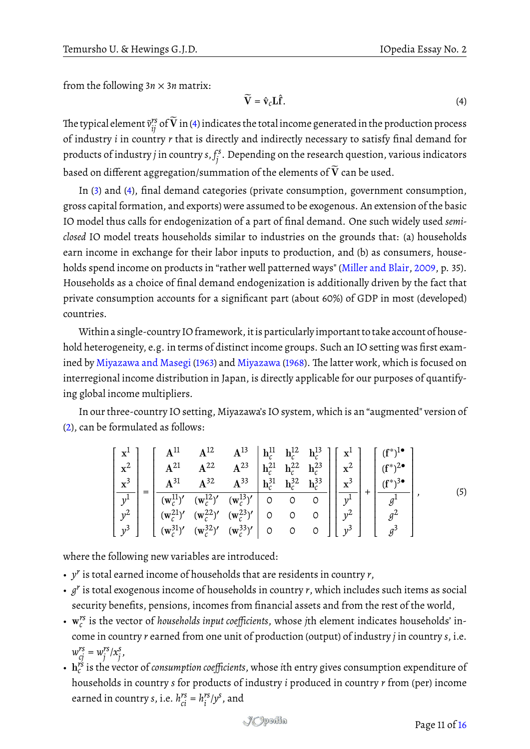from the following $3n \times 3n$ matrix:

$$\widetilde{\mathbf{V}} = \hat{\mathbf{v}}_c \mathbf{L} \hat{\mathbf{f}}. \tag{4}$$

The typical element $\tilde{v}_{ij}^{rs}$ of $\widetilde{\mathbf{V}}$ in (4) indicates the total income generated in the production process of industry $i$ in country $r$ that is directly and indirectly necessary to satisfy final demand for products of industry $j$ in country $s$, $f_j^s$. Depending on the research question, various indicators based on different aggregation/summation of the elements of $\widetilde{\mathbf{V}}$ can be used.

In (3) and (4), final demand categories (private consumption, government consumption, gross capital formation, and exports) were assumed to be exogenous. An extension of the basic IO model thus calls for endogenization of a part of final demand. One such widely used *semi-closed* IO model treats households similar to industries on the grounds that: (a) households earn income in exchange for their labor inputs to production, and (b) as consumers, households spend income on products in "rather well patterned ways" (Miller and Blair, 2009, p. 35). Households as a choice of final demand endogenization is additionally driven by the fact that private consumption accounts for a significant part (about 60%) of GDP in most (developed) countries.

Within a single-country IO framework, it is particularly important to take account of household heterogeneity, e.g. in terms of distinct income groups. Such an IO setting was first examined by Miyazawa and Masegi (1963) and Miyazawa (1968). The latter work, which is focused on interregional income distribution in Japan, is directly applicable for our purposes of quantifying global income multipliers.

In our three-country IO setting, Miyazawa's IO system, which is an "augmented" version of (2), can be formulated as follows:

$$\left[\begin{array}{c} \mathbf{x}^1 \\ \mathbf{x}^2 \\ \mathbf{x}^3 \\ \hline y^1 \\ y^2 \\ y^3 \end{array}\right] = \left[\begin{array}{ccc|ccc} \mathbf{A}^{11} & \mathbf{A}^{12} & \mathbf{A}^{13} & \mathbf{h}_c^{11} & \mathbf{h}_c^{12} & \mathbf{h}_c^{13} \\ \mathbf{A}^{21} & \mathbf{A}^{22} & \mathbf{A}^{23} & \mathbf{h}_c^{21} & \mathbf{h}_c^{22} & \mathbf{h}_c^{23} \\ \mathbf{A}^{31} & \mathbf{A}^{32} & \mathbf{A}^{33} & \mathbf{h}_c^{31} & \mathbf{h}_c^{32} & \mathbf{h}_c^{33} \\ \hline (\mathbf{w}_c^{11})' & (\mathbf{w}_c^{12})' & (\mathbf{w}_c^{13})' & 0 & 0 & 0 \\ (\mathbf{w}_c^{21})' & (\mathbf{w}_c^{22})' & (\mathbf{w}_c^{23})' & 0 & 0 & 0 \\ (\mathbf{w}_c^{31})' & (\mathbf{w}_c^{32})' & (\mathbf{w}_c^{33})' & 0 & 0 & 0 \end{array}\right] \left[\begin{array}{c} \mathbf{x}^1 \\ \mathbf{x}^2 \\ \mathbf{x}^3 \\ \hline y^1 \\ y^2 \\ y^3 \end{array}\right] + \left[\begin{array}{c} (\mathbf{f}^*)^{1\bullet} \\ (\mathbf{f}^*)^{2\bullet} \\ (\mathbf{f}^*)^{3\bullet} \\ \hline g^1 \\ g^2 \\ g^3 \end{array}\right], \tag{5}$$

where the following new variables are introduced:

- $y^r$ is total earned income of households that are residents in country $r$,
- $g^r$ is total exogenous income of households in country $r$, which includes such items as social security benefits, pensions, incomes from financial assets and from the rest of the world,
- $\mathbf{w}_c^{rs}$ is the vector of *households input coefficients*, whose $j$th element indicates households' income in country $r$ earned from one unit of production (output) of industry $j$ in country $s$, i.e. $w_{cj}^{rs} = w_j^{rs}/x_j^s$,
- $\mathbf{h}_c^{rs}$ is the vector of *consumption coefficients*, whose $i$th entry gives consumption expenditure of households in country $s$ for products of industry $i$ produced in country $r$ from (per) income earned in country $s$, i.e. $h_{ci}^{rs} = h_i^{rs}/y^s$, and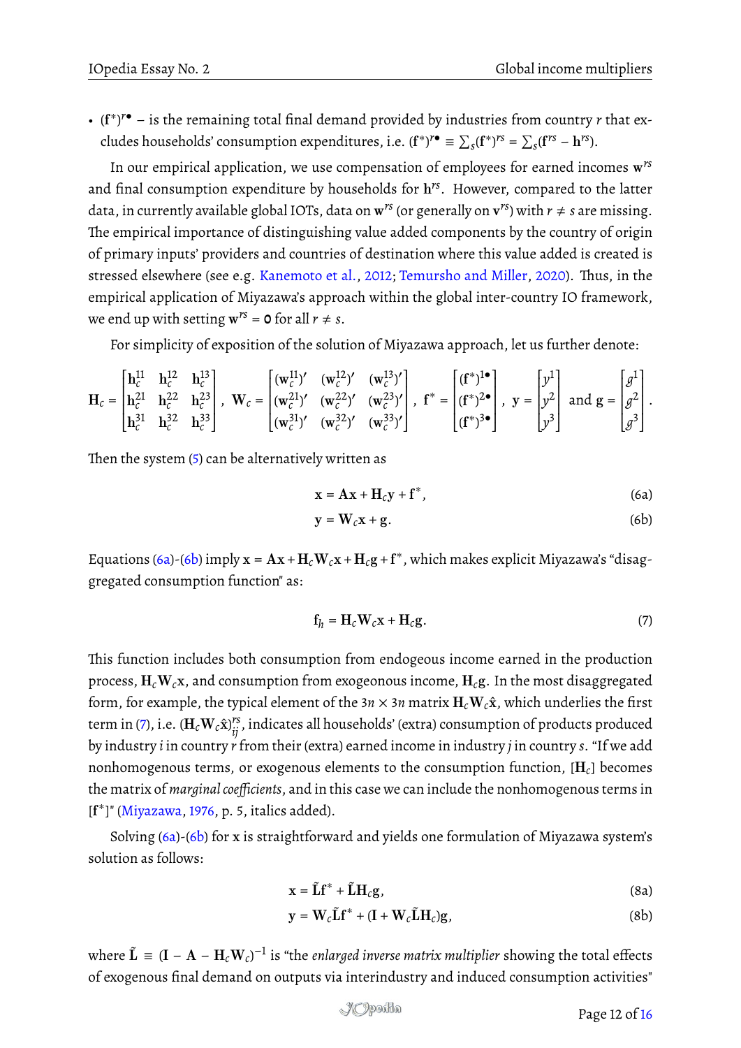- $(\mathbf{f}^*)^{r\bullet}$ – is the remaining total final demand provided by industries from country $r$ that excludes households' consumption expenditures, i.e. $(\mathbf{f}^*)^{r\bullet} \equiv \sum_s (\mathbf{f}^*)^{rs} = \sum_s (\mathbf{f}^{rs} - \mathbf{h}^{rs})$.

In our empirical application, we use compensation of employees for earned incomes $\mathbf{w}^{rs}$ and final consumption expenditure by households for $\mathbf{h}^{rs}$. However, compared to the latter data, in currently available global IOTs, data on $\mathbf{w}^{rs}$ (or generally on $\mathbf{v}^{rs}$) with $r \neq s$ are missing. The empirical importance of distinguishing value added components by the country of origin of primary inputs' providers and countries of destination where this value added is created is stressed elsewhere (see e.g. Kanemoto et al., 2012; Temursho and Miller, 2020). Thus, in the empirical application of Miyazawa's approach within the global inter-country IO framework, we end up with setting $\mathbf{w}^{rs} = \mathbf{0}$ for all $r \neq s$.

For simplicity of exposition of the solution of Miyazawa approach, let us further denote:

$$\mathbf{H}_c = \begin{bmatrix} \mathbf{h}_c^{11} & \mathbf{h}_c^{12} & \mathbf{h}_c^{13} \\ \mathbf{h}_c^{21} & \mathbf{h}_c^{22} & \mathbf{h}_c^{23} \\ \mathbf{h}_c^{31} & \mathbf{h}_c^{32} & \mathbf{h}_c^{33} \end{bmatrix}, \ \mathbf{W}_c = \begin{bmatrix} (\mathbf{w}_c^{11})' & (\mathbf{w}_c^{12})' & (\mathbf{w}_c^{13})' \\ (\mathbf{w}_c^{21})' & (\mathbf{w}_c^{22})' & (\mathbf{w}_c^{23})' \\ (\mathbf{w}_c^{31})' & (\mathbf{w}_c^{32})' & (\mathbf{w}_c^{33})' \end{bmatrix}, \ \mathbf{f}^* = \begin{bmatrix} (\mathbf{f}^*)^{1\bullet} \\ (\mathbf{f}^*)^{2\bullet} \\ (\mathbf{f}^*)^{3\bullet} \end{bmatrix}, \ \mathbf{y} = \begin{bmatrix} y^1 \\ y^2 \\ y^3 \end{bmatrix} \text{ and } \mathbf{g} = \begin{bmatrix} g^1 \\ g^2 \\ g^3 \end{bmatrix}.$$

Then the system (5) can be alternatively written as

$$\mathbf{x} = \mathbf{A}\mathbf{x} + \mathbf{H}_c\mathbf{y} + \mathbf{f}^*, \tag{6a}$$

$$\mathbf{y} = \mathbf{W}_c\mathbf{x} + \mathbf{g}. \tag{6b}$$

Equations (6a)-(6b) imply $\mathbf{x} = \mathbf{A}\mathbf{x} + \mathbf{H}_c\mathbf{W}_c\mathbf{x} + \mathbf{H}_c\mathbf{g} + \mathbf{f}^*$, which makes explicit Miyazawa's "disaggregated consumption function" as:

$$\mathbf{f}_h = \mathbf{H}_c\mathbf{W}_c\mathbf{x} + \mathbf{H}_c\mathbf{g}. \tag{7}$$

This function includes both consumption from endogeous income earned in the production process, $\mathbf{H}_c\mathbf{W}_c\mathbf{x}$, and consumption from exogeonous income, $\mathbf{H}_c\mathbf{g}$. In the most disaggregated form, for example, the typical element of the $3n \times 3n$ matrix $\mathbf{H}_c\mathbf{W}_c\hat{\mathbf{x}}$, which underlies the first term in (7), i.e. $(\mathbf{H}_c\mathbf{W}_c\hat{\mathbf{x}})_{ij}^{rs}$, indicates all households' (extra) consumption of products produced by industry $i$ in country $r$ from their (extra) earned income in industry $j$ in country $s$. "If we add nonhomogenous terms, or exogenous elements to the consumption function, [$\mathbf{H}_c$] becomes the matrix of *marginal coefficients*, and in this case we can include the nonhomogenous terms in [$\mathbf{f}^*$]" (Miyazawa, 1976, p. 5, italics added).

Solving (6a)-(6b) for $\mathbf{x}$ is straightforward and yields one formulation of Miyazawa system's solution as follows:

$$\mathbf{x} = \tilde{\mathbf{L}}\mathbf{f}^* + \tilde{\mathbf{L}}\mathbf{H}_c\mathbf{g}, \tag{8a}$$

$$\mathbf{y} = \mathbf{W}_c\tilde{\mathbf{L}}\mathbf{f}^* + (\mathbf{I} + \mathbf{W}_c\tilde{\mathbf{L}}\mathbf{H}_c)\mathbf{g}, \tag{8b}$$

where $\tilde{\mathbf{L}} \equiv (\mathbf{I} - \mathbf{A} - \mathbf{H}_c\mathbf{W}_c)^{-1}$ is "the *enlarged inverse matrix multiplier* showing the total effects of exogenous final demand on outputs via interindustry and induced consumption activities"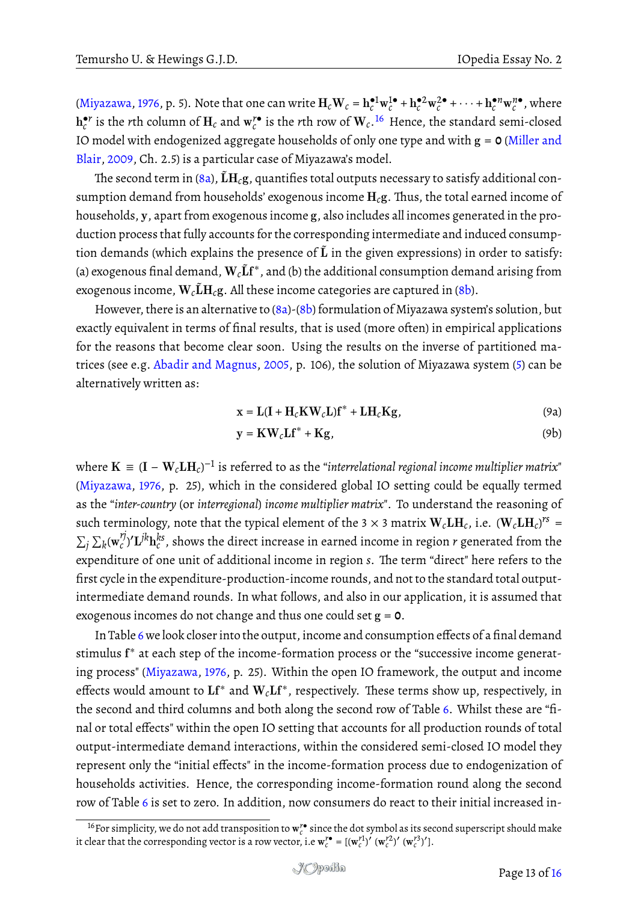(Miyazawa, 1976, p. 5). Note that one can write $\mathbf{H}_c\mathbf{W}_c = \mathbf{h}_c^{\bullet 1}\mathbf{w}_c^{1\bullet} + \mathbf{h}_c^{\bullet 2}\mathbf{w}_c^{2\bullet} + \cdots + \mathbf{h}_c^{\bullet n}\mathbf{w}_c^{n\bullet}$, where $\mathbf{h}_c^{\bullet r}$ is the $r$th column of $\mathbf{H}_c$ and $\mathbf{w}_c^{r\bullet}$ is the $r$th row of $\mathbf{W}_c$.[16] Hence, the standard semi-closed IO model with endogenized aggregate households of only one type and with $\mathbf{g} = \mathbf{0}$ (Miller and Blair, 2009, Ch. 2.5) is a particular case of Miyazawa's model.

The second term in (8a), $\tilde{\mathbf{L}}\mathbf{H}_c\mathbf{g}$, quantifies total outputs necessary to satisfy additional consumption demand from households' exogenous income $\mathbf{H}_c\mathbf{g}$. Thus, the total earned income of households, $\mathbf{y}$, apart from exogenous income $\mathbf{g}$, also includes all incomes generated in the production process that fully accounts for the corresponding intermediate and induced consumption demands (which explains the presence of $\tilde{\mathbf{L}}$ in the given expressions) in order to satisfy: (a) exogenous final demand, $\mathbf{W}_c\tilde{\mathbf{L}}\mathbf{f}^*$, and (b) the additional consumption demand arising from exogenous income, $\mathbf{W}_c\tilde{\mathbf{L}}\mathbf{H}_c\mathbf{g}$. All these income categories are captured in (8b).

However, there is an alternative to (8a)-(8b) formulation of Miyazawa system's solution, but exactly equivalent in terms of final results, that is used (more often) in empirical applications for the reasons that become clear soon. Using the results on the inverse of partitioned matrices (see e.g. Abadir and Magnus, 2005, p. 106), the solution of Miyazawa system (5) can be alternatively written as:

$$\mathbf{x} = \mathbf{L}(\mathbf{I} + \mathbf{H}_c\mathbf{K}\mathbf{W}_c\mathbf{L})\mathbf{f}^* + \mathbf{L}\mathbf{H}_c\mathbf{K}\mathbf{g}, \tag{9a}$$

$$\mathbf{y} = \mathbf{K}\mathbf{W}_c\mathbf{L}\mathbf{f}^* + \mathbf{K}\mathbf{g}, \tag{9b}$$

where $\mathbf{K} \equiv (\mathbf{I} - \mathbf{W}_c\mathbf{L}\mathbf{H}_c)^{-1}$ is referred to as the "*interrelational regional income multiplier matrix*" (Miyazawa, 1976, p. 25), which in the considered global IO setting could be equally termed as the "*inter-country* (or *interregional*) *income multiplier matrix*". To understand the reasoning of such terminology, note that the typical element of the $3 \times 3$ matrix $\mathbf{W}_c\mathbf{L}\mathbf{H}_c$, i.e. $(\mathbf{W}_c\mathbf{L}\mathbf{H}_c)^{rs} = \sum_j \sum_k (\mathbf{w}_c^{rj})'\mathbf{L}^{jk}\mathbf{h}_c^{ks}$, shows the direct increase in earned income in region $r$ generated from the expenditure of one unit of additional income in region $s$. The term "direct" here refers to the first cycle in the expenditure-production-income rounds, and not to the standard total output-intermediate demand rounds. In what follows, and also in our application, it is assumed that exogenous incomes do not change and thus one could set $\mathbf{g} = \mathbf{0}$.

In Table 6 we look closer into the output, income and consumption effects of a final demand stimulus $\mathbf{f}^*$ at each step of the income-formation process or the "successive income generating process" (Miyazawa, 1976, p. 25). Within the open IO framework, the output and income effects would amount to $\mathbf{L}\mathbf{f}^*$ and $\mathbf{W}_c\mathbf{L}\mathbf{f}^*$, respectively. These terms show up, respectively, in the second and third columns and both along the second row of Table 6. Whilst these are "final or total effects" within the open IO setting that accounts for all production rounds of total output-intermediate demand interactions, within the considered semi-closed IO model they represent only the "initial effects" in the income-formation process due to endogenization of households activities. Hence, the corresponding income-formation round along the second row of Table 6 is set to zero. In addition, now consumers do react to their initial increased in-

[16] For simplicity, we do not add transposition to $\mathbf{w}_c^{r\bullet}$ since the dot symbol as its second superscript should make it clear that the corresponding vector is a row vector, i.e $\mathbf{w}_c^{r\bullet} = [(\mathbf{w}_c^{r1})' \ (\mathbf{w}_c^{r2})' \ (\mathbf{w}_c^{r3})']$.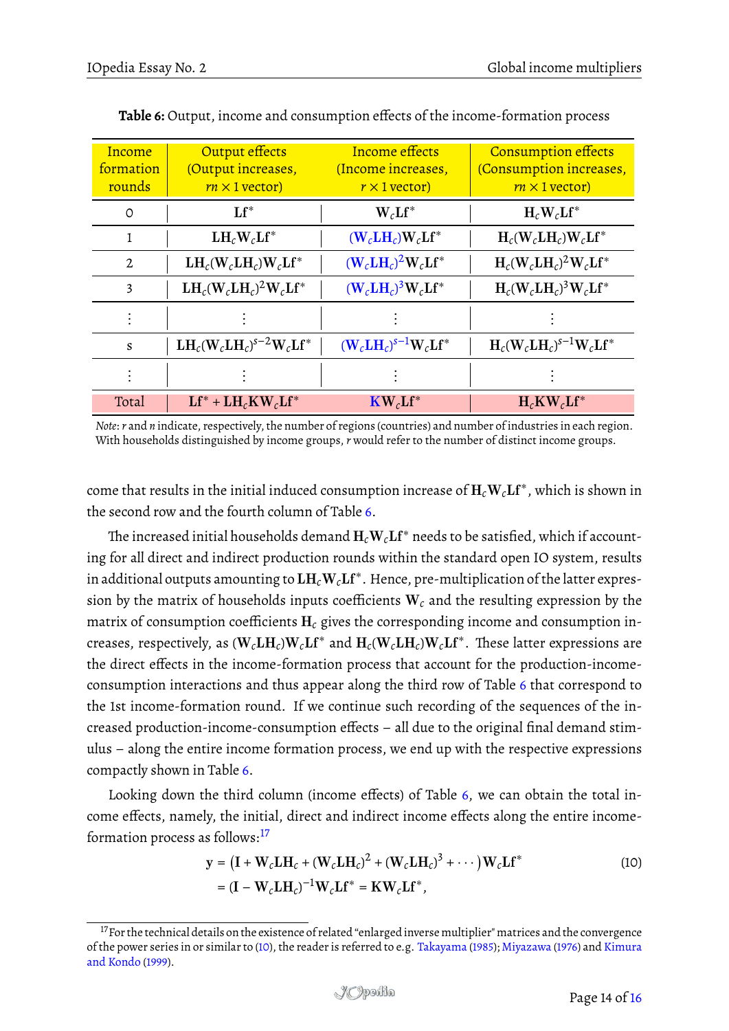**Table 6:** Output, income and consumption effects of the income-formation process

| Income formation rounds | Output effects (Output increases, $m \times 1$ vector) | Income effects (Income increases, $r \times 1$ vector) | Consumption effects (Consumption increases, $m \times 1$ vector) |
|---|---|---|---|
| 0 | $\mathbf{Lf}^*$ | $\mathbf{W}_c\mathbf{Lf}^*$ | $\mathbf{H}_c\mathbf{W}_c\mathbf{Lf}^*$ |
| 1 | $\mathbf{LH}_c\mathbf{W}_c\mathbf{Lf}^*$ | $(\mathbf{W}_c\mathbf{LH}_c)\mathbf{W}_c\mathbf{Lf}^*$ | $\mathbf{H}_c(\mathbf{W}_c\mathbf{LH}_c)\mathbf{W}_c\mathbf{Lf}^*$ |
| 2 | $\mathbf{LH}_c(\mathbf{W}_c\mathbf{LH}_c)\mathbf{W}_c\mathbf{Lf}^*$ | $(\mathbf{W}_c\mathbf{LH}_c)^2\mathbf{W}_c\mathbf{Lf}^*$ | $\mathbf{H}_c(\mathbf{W}_c\mathbf{LH}_c)^2\mathbf{W}_c\mathbf{Lf}^*$ |
| 3 | $\mathbf{LH}_c(\mathbf{W}_c\mathbf{LH}_c)^2\mathbf{W}_c\mathbf{Lf}^*$ | $(\mathbf{W}_c\mathbf{LH}_c)^3\mathbf{W}_c\mathbf{Lf}^*$ | $\mathbf{H}_c(\mathbf{W}_c\mathbf{LH}_c)^3\mathbf{W}_c\mathbf{Lf}^*$ |
| $\vdots$ | $\vdots$ | $\vdots$ | $\vdots$ |
| s | $\mathbf{LH}_c(\mathbf{W}_c\mathbf{LH}_c)^{s-2}\mathbf{W}_c\mathbf{Lf}^*$ | $(\mathbf{W}_c\mathbf{LH}_c)^{s-1}\mathbf{W}_c\mathbf{Lf}^*$ | $\mathbf{H}_c(\mathbf{W}_c\mathbf{LH}_c)^{s-1}\mathbf{W}_c\mathbf{Lf}^*$ |
| $\vdots$ | $\vdots$ | $\vdots$ | $\vdots$ |
| Total | $\mathbf{Lf}^* + \mathbf{LH}_c\mathbf{KW}_c\mathbf{Lf}^*$ | $\mathbf{KW}_c\mathbf{Lf}^*$ | $\mathbf{H}_c\mathbf{KW}_c\mathbf{Lf}^*$ |

*Note*: $r$ and $n$ indicate, respectively, the number of regions (countries) and number of industries in each region. With households distinguished by income groups, $r$ would refer to the number of distinct income groups.

come that results in the initial induced consumption increase of $\mathbf{H}_c\mathbf{W}_c\mathbf{Lf}^*$, which is shown in the second row and the fourth column of Table 6.

The increased initial households demand $\mathbf{H}_c\mathbf{W}_c\mathbf{Lf}^*$ needs to be satisfied, which if accounting for all direct and indirect production rounds within the standard open IO system, results in additional outputs amounting to $\mathbf{LH}_c\mathbf{W}_c\mathbf{Lf}^*$. Hence, pre-multiplication of the latter expression by the matrix of households inputs coefficients $\mathbf{W}_c$ and the resulting expression by the matrix of consumption coefficients $\mathbf{H}_c$ gives the corresponding income and consumption increases, respectively, as $(\mathbf{W}_c\mathbf{LH}_c)\mathbf{W}_c\mathbf{Lf}^*$ and $\mathbf{H}_c(\mathbf{W}_c\mathbf{LH}_c)\mathbf{W}_c\mathbf{Lf}^*$. These latter expressions are the direct effects in the income-formation process that account for the production-income-consumption interactions and thus appear along the third row of Table 6 that correspond to the 1st income-formation round. If we continue such recording of the sequences of the increased production-income-consumption effects – all due to the original final demand stimulus – along the entire income formation process, we end up with the respective expressions compactly shown in Table 6.

Looking down the third column (income effects) of Table 6, we can obtain the total income effects, namely, the initial, direct and indirect income effects along the entire income-formation process as follows:[17]

$$
\begin{aligned}
\mathbf{y} &= \left(\mathbf{I} + \mathbf{W}_c\mathbf{LH}_c + (\mathbf{W}_c\mathbf{LH}_c)^2 + (\mathbf{W}_c\mathbf{LH}_c)^3 + \cdots\right)\mathbf{W}_c\mathbf{Lf}^* \\
&= (\mathbf{I} - \mathbf{W}_c\mathbf{LH}_c)^{-1}\mathbf{W}_c\mathbf{Lf}^* = \mathbf{KW}_c\mathbf{Lf}^*,
\end{aligned}
\tag{10}
$$

[17] For the technical details on the existence of related "enlarged inverse multiplier" matrices and the convergence of the power series in or similar to (10), the reader is referred to e.g. Takayama (1985); Miyazawa (1976) and Kimura and Kondo (1999).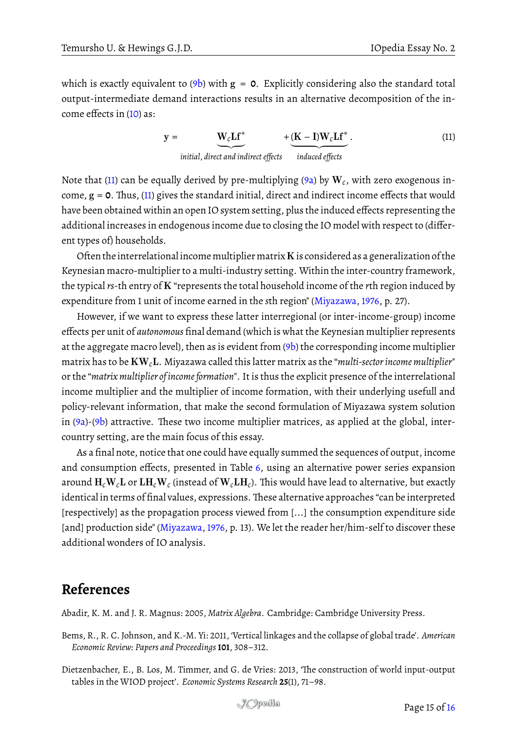which is exactly equivalent to (9b) with $\mathbf{g} = \mathbf{0}$. Explicitly considering also the standard total output-intermediate demand interactions results in an alternative decomposition of the income effects in (10) as:

$$\mathbf{y} = \underbrace{\mathbf{W}_c\mathbf{L}\mathbf{f}^*}_{\textit{initial, direct and indirect effects}} + \underbrace{(\mathbf{K}-\mathbf{I})\mathbf{W}_c\mathbf{L}\mathbf{f}^*}_{\textit{induced effects}}. \tag{11}$$

Note that (11) can be equally derived by pre-multiplying (9a) by $\mathbf{W}_c$, with zero exogenous income, $\mathbf{g} = \mathbf{0}$. Thus, (11) gives the standard initial, direct and indirect income effects that would have been obtained within an open IO system setting, plus the induced effects representing the additional increases in endogenous income due to closing the IO model with respect to (different types of) households.

Often the interrelational income multiplier matrix $\mathbf{K}$ is considered as a generalization of the Keynesian macro-multiplier to a multi-industry setting. Within the inter-country framework, the typical $rs$-th entry of $\mathbf{K}$ "represents the total household income of the $r$th region induced by expenditure from 1 unit of income earned in the $s$th region" (Miyazawa, 1976, p. 27).

However, if we want to express these latter interregional (or inter-income-group) income effects per unit of *autonomous* final demand (which is what the Keynesian multiplier represents at the aggregate macro level), then as is evident from (9b) the corresponding income multiplier matrix has to be $\mathbf{K}\mathbf{W}_c\mathbf{L}$. Miyazawa called this latter matrix as the "*multi-sector income multiplier*" or the "*matrix multiplier of income formation*". It is thus the explicit presence of the interrelational income multiplier and the multiplier of income formation, with their underlying usefull and policy-relevant information, that make the second formulation of Miyazawa system solution in (9a)-(9b) attractive. These two income multiplier matrices, as applied at the global, inter-country setting, are the main focus of this essay.

As a final note, notice that one could have equally summed the sequences of output, income and consumption effects, presented in Table 6, using an alternative power series expansion around $\mathbf{H}_c\mathbf{W}_c\mathbf{L}$ or $\mathbf{L}\mathbf{H}_c\mathbf{W}_c$ (instead of $\mathbf{W}_c\mathbf{L}\mathbf{H}_c$). This would have lead to alternative, but exactly identical in terms of final values, expressions. These alternative approaches "can be interpreted [respectively] as the propagation process viewed from [...] the consumption expenditure side [and] production side" (Miyazawa, 1976, p. 13). We let the reader her/him-self to discover these additional wonders of IO analysis.

## References

Abadir, K. M. and J. R. Magnus: 2005, *Matrix Algebra*. Cambridge: Cambridge University Press.

Bems, R., R. C. Johnson, and K.-M. Yi: 2011, 'Vertical linkages and the collapse of global trade'. *American Economic Review: Papers and Proceedings* **101**, 308–312.

Dietzenbacher, E., B. Los, M. Timmer, and G. de Vries: 2013, 'The construction of world input-output tables in the WIOD project'. *Economic Systems Research* **25**(1), 71–98.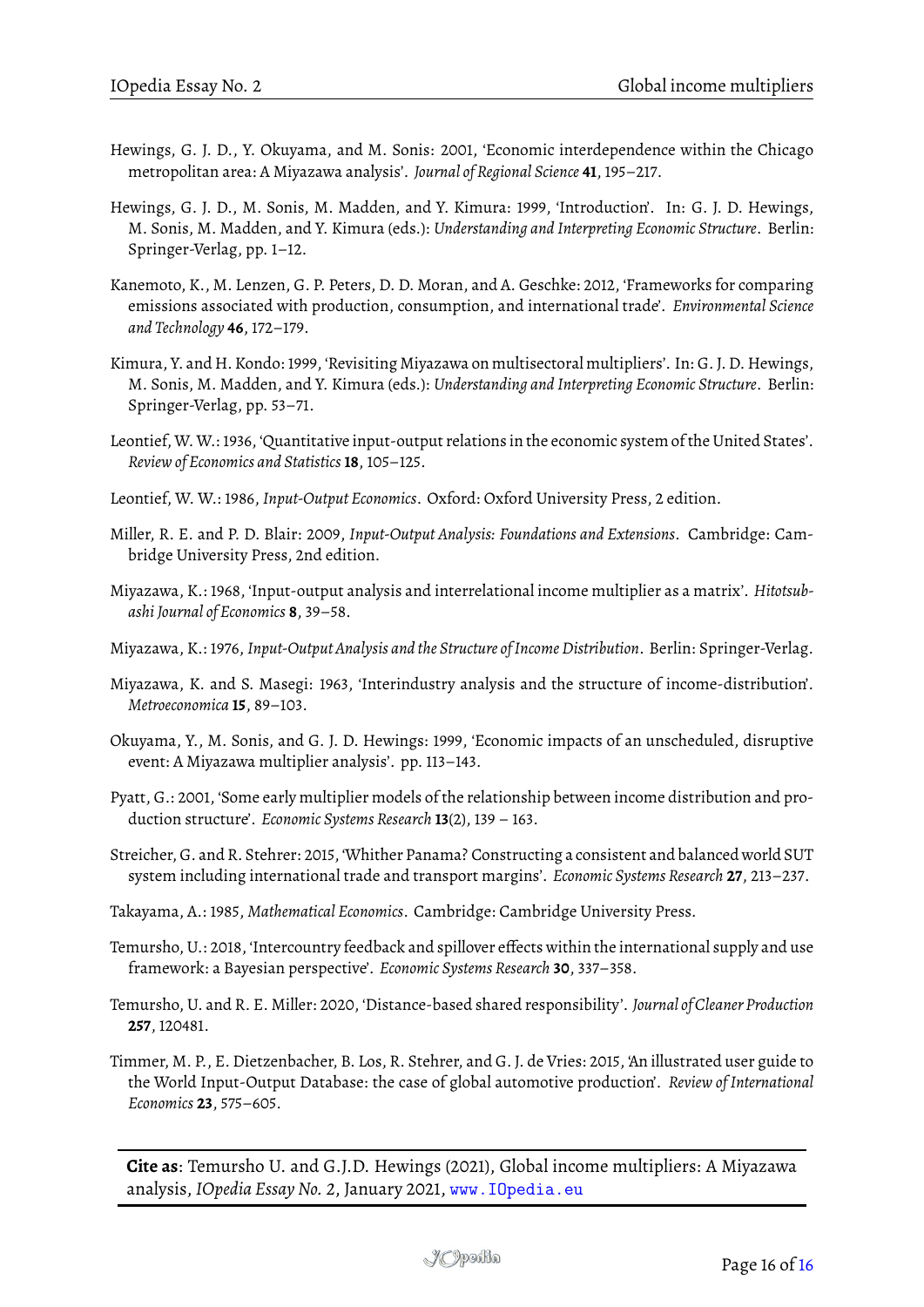Hewings, G. J. D., Y. Okuyama, and M. Sonis: 2001, 'Economic interdependence within the Chicago metropolitan area: A Miyazawa analysis'. *Journal of Regional Science* **41**, 195–217.

Hewings, G. J. D., M. Sonis, M. Madden, and Y. Kimura: 1999, 'Introduction'. In: G. J. D. Hewings, M. Sonis, M. Madden, and Y. Kimura (eds.): *Understanding and Interpreting Economic Structure*. Berlin: Springer-Verlag, pp. 1–12.

Kanemoto, K., M. Lenzen, G. P. Peters, D. D. Moran, and A. Geschke: 2012, 'Frameworks for comparing emissions associated with production, consumption, and international trade'. *Environmental Science and Technology* **46**, 172–179.

Kimura, Y. and H. Kondo: 1999, 'Revisiting Miyazawa on multisectoral multipliers'. In: G. J. D. Hewings, M. Sonis, M. Madden, and Y. Kimura (eds.): *Understanding and Interpreting Economic Structure*. Berlin: Springer-Verlag, pp. 53–71.

Leontief, W. W.: 1936, 'Quantitative input-output relations in the economic system of the United States'. *Review of Economics and Statistics* **18**, 105–125.

Leontief, W. W.: 1986, *Input-Output Economics*. Oxford: Oxford University Press, 2 edition.

Miller, R. E. and P. D. Blair: 2009, *Input-Output Analysis: Foundations and Extensions*. Cambridge: Cambridge University Press, 2nd edition.

Miyazawa, K.: 1968, 'Input-output analysis and interrelational income multiplier as a matrix'. *Hitotsubashi Journal of Economics* **8**, 39–58.

Miyazawa, K.: 1976, *Input-Output Analysis and the Structure of Income Distribution*. Berlin: Springer-Verlag.

Miyazawa, K. and S. Masegi: 1963, 'Interindustry analysis and the structure of income-distribution'. *Metroeconomica* **15**, 89–103.

Okuyama, Y., M. Sonis, and G. J. D. Hewings: 1999, 'Economic impacts of an unscheduled, disruptive event: A Miyazawa multiplier analysis'. pp. 113–143.

Pyatt, G.: 2001, 'Some early multiplier models of the relationship between income distribution and production structure'. *Economic Systems Research* **13**(2), 139 – 163.

Streicher, G. and R. Stehrer: 2015, 'Whither Panama? Constructing a consistent and balanced world SUT system including international trade and transport margins'. *Economic Systems Research* **27**, 213–237.

Takayama, A.: 1985, *Mathematical Economics*. Cambridge: Cambridge University Press.

Temursho, U.: 2018, 'Intercountry feedback and spillover effects within the international supply and use framework: a Bayesian perspective'. *Economic Systems Research* **30**, 337–358.

Temursho, U. and R. E. Miller: 2020, 'Distance-based shared responsibility'. *Journal of Cleaner Production* **257**, 120481.

Timmer, M. P., E. Dietzenbacher, B. Los, R. Stehrer, and G. J. de Vries: 2015, 'An illustrated user guide to the World Input-Output Database: the case of global automotive production'. *Review of International Economics* **23**, 575–605.

---

**Cite as**: Temursho U. and G.J.D. Hewings (2021), Global income multipliers: A Miyazawa analysis, *IOpedia Essay No. 2*, January 2021, www.IOpedia.eu

---